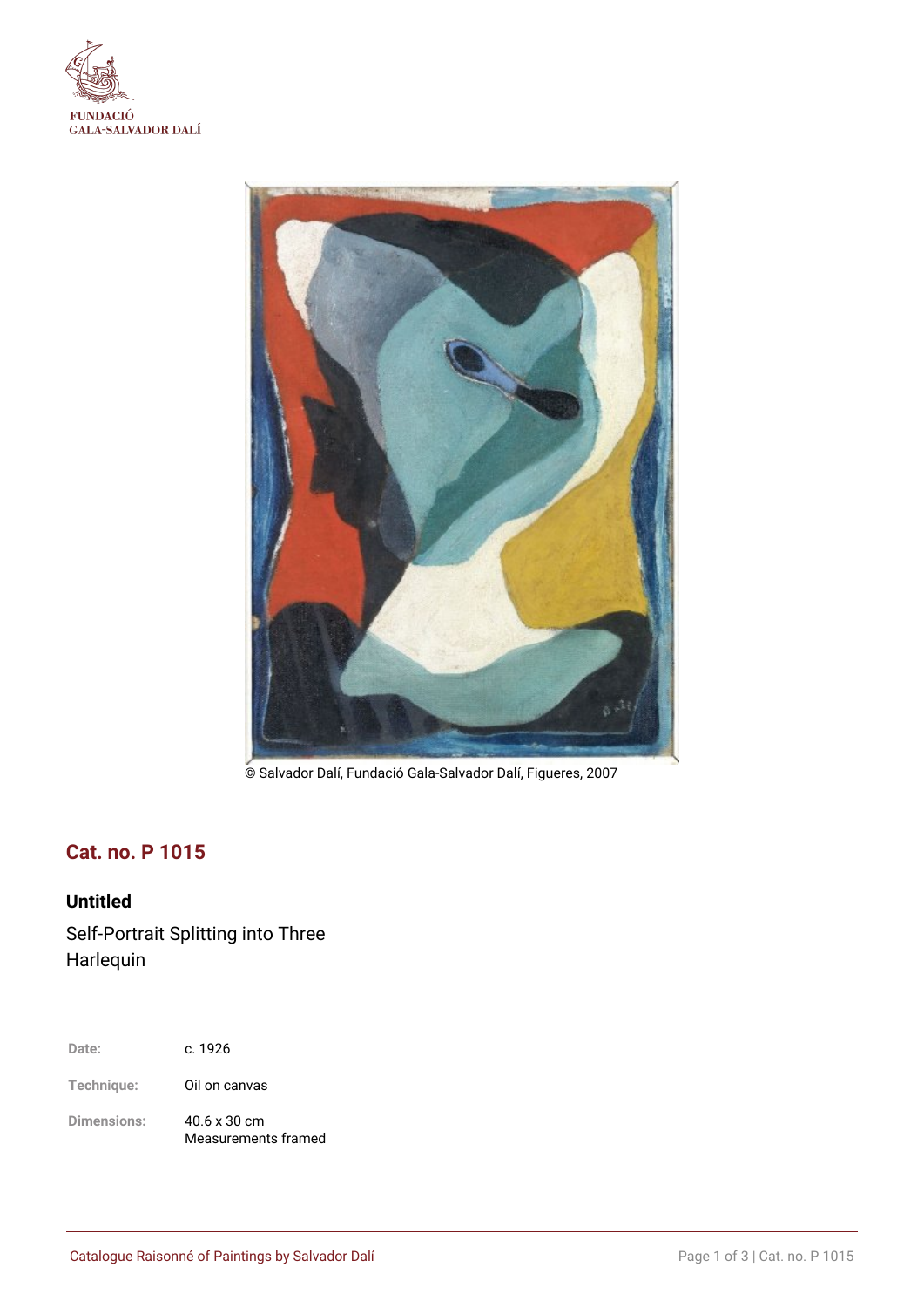FUNDACIÓ
GALA-SALVADOR DALÍ

© Salvador Dalí, Fundació Gala-Salvador Dalí, Figueres, 2007

## Cat. no. P 1015

### Untitled

Self-Portrait Splitting into Three
Harlequin

| | |
|---|---|
| **Date:** | c. 1926 |
| **Technique:** | Oil on canvas |
| **Dimensions:** | 40.6 x 30 cm<br>Measurements framed |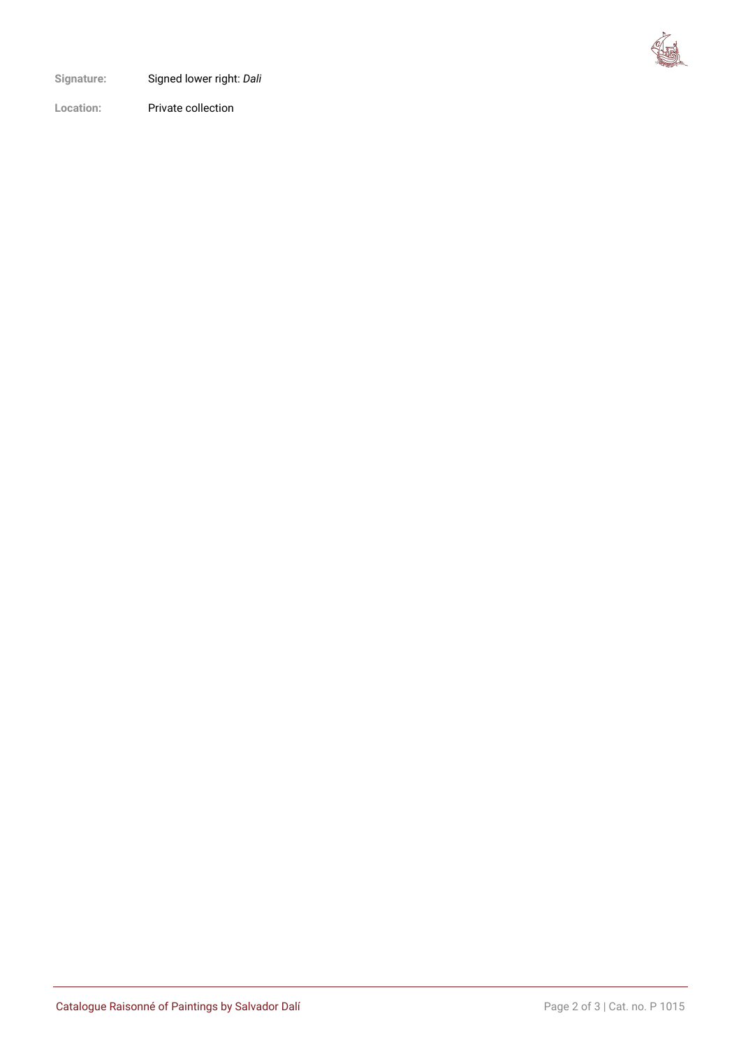**Signature:** Signed lower right: *Dali*

**Location:** Private collection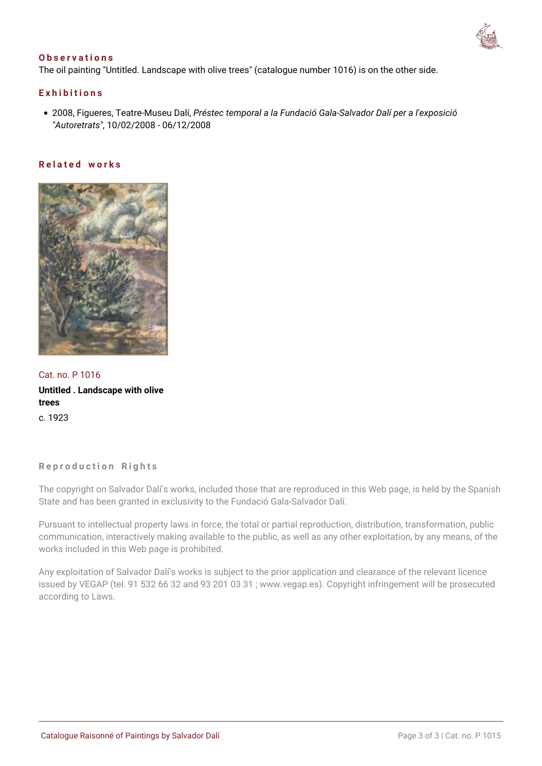## Observations

The oil painting "Untitled. Landscape with olive trees" (catalogue number 1016) is on the other side.

## Exhibitions

- 2008, Figueres, Teatre-Museu Dalí, *Préstec temporal a la Fundació Gala-Salvador Dalí per a l'exposició "Autoretrats"*, 10/02/2008 - 06/12/2008

## Related works

Cat. no. P 1016

**Untitled . Landscape with olive trees**

c. 1923

## Reproduction Rights

The copyright on Salvador Dalí's works, included those that are reproduced in this Web page, is held by the Spanish State and has been granted in exclusivity to the Fundació Gala-Salvador Dalí.

Pursuant to intellectual property laws in force, the total or partial reproduction, distribution, transformation, public communication, interactively making available to the public, as well as any other exploitation, by any means, of the works included in this Web page is prohibited.

Any exploitation of Salvador Dalí's works is subject to the prior application and clearance of the relevant licence issued by VEGAP (tel. 91 532 66 32 and 93 201 03 31 ; www.vegap.es). Copyright infringement will be prosecuted according to Laws.